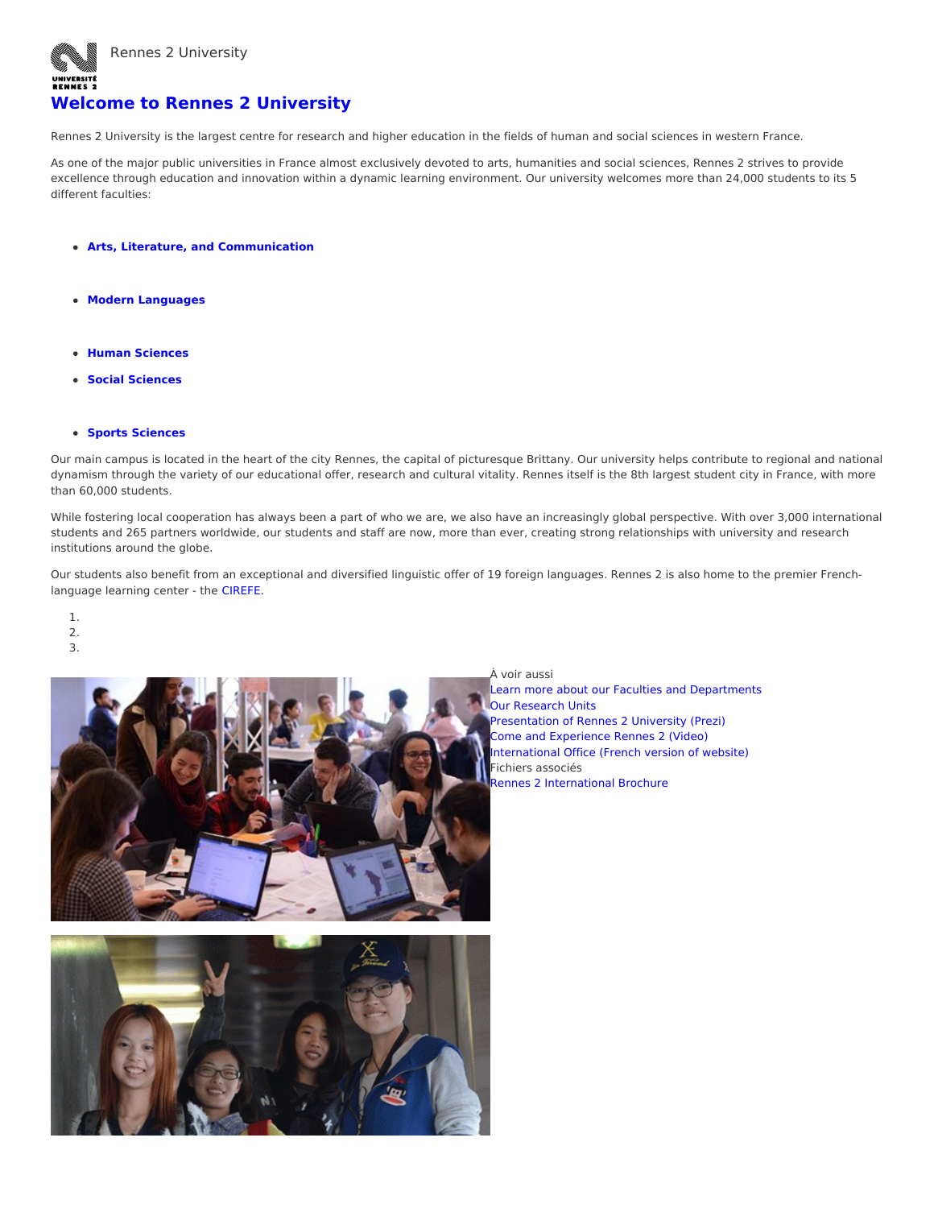Rennes 2 University

# Welcome to Rennes 2 University

Rennes 2 University is the largest centre for research and higher education in the fields of human and social sciences in western France.

As one of the major public universities in France almost exclusively devoted to arts, humanities and social sciences, Rennes 2 strives to provide excellence through education and innovation within a dynamic learning environment. Our university welcomes more than 24,000 students to its 5 different faculties:

- **Arts, Literature, and Communication**
- **Modern Languages**
- **Human Sciences**
- **Social Sciences**
- **Sports Sciences**

Our main campus is located in the heart of the city Rennes, the capital of picturesque Brittany. Our university helps contribute to regional and national dynamism through the variety of our educational offer, research and cultural vitality. Rennes itself is the 8th largest student city in France, with more than 60,000 students.

While fostering local cooperation has always been a part of who we are, we also have an increasingly global perspective. With over 3,000 international students and 265 partners worldwide, our students and staff are now, more than ever, creating strong relationships with university and research institutions around the globe.

Our students also benefit from an exceptional and diversified linguistic offer of 19 foreign languages. Rennes 2 is also home to the premier French-language learning center - the CIREFE.

1.
2.
3.

À voir aussi

Learn more about our Faculties and Departments
Our Research Units
Presentation of Rennes 2 University (Prezi)
Come and Experience Rennes 2 (Video)
International Office (French version of website)

Fichiers associés

Rennes 2 International Brochure